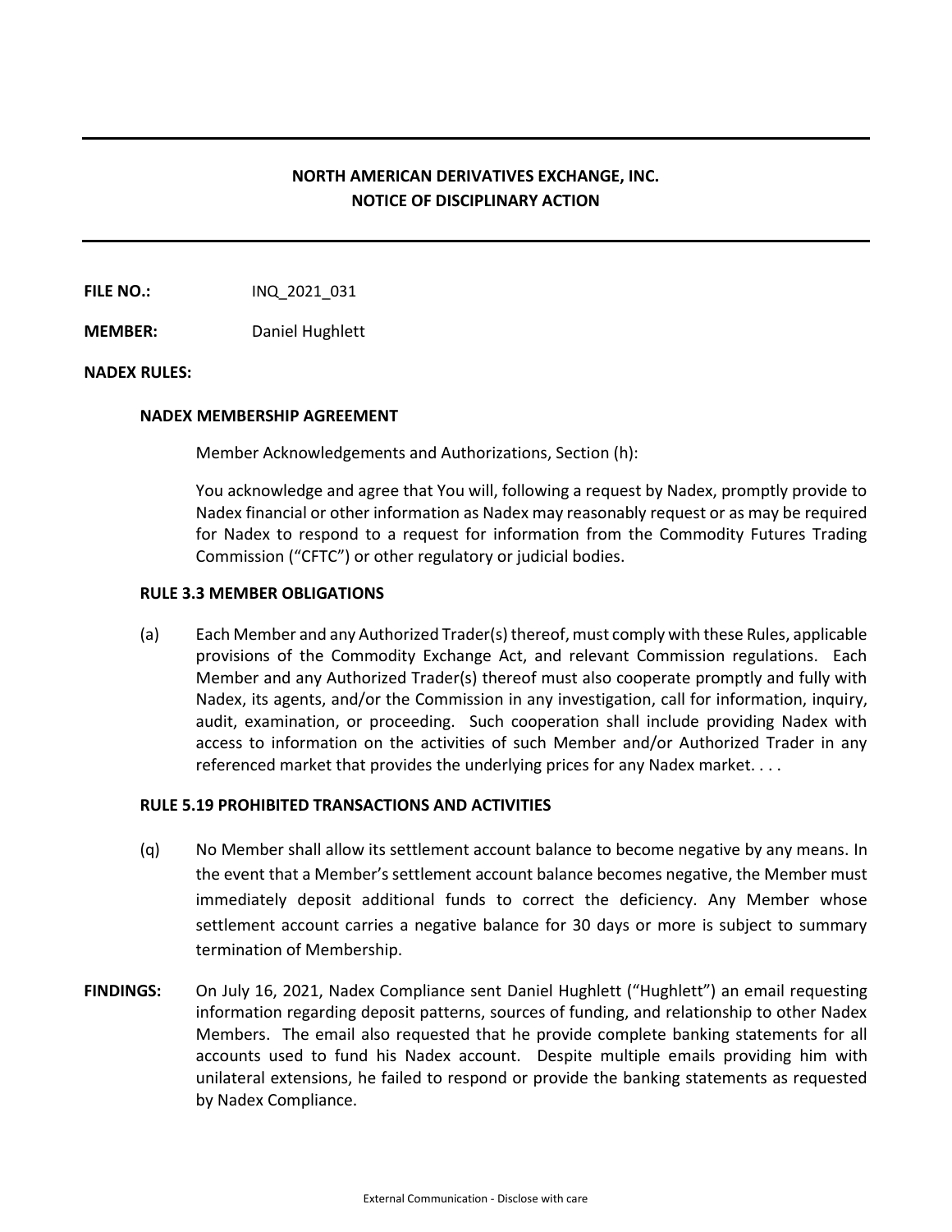# NORTH AMERICAN DERIVATIVES EXCHANGE, INC.
# NOTICE OF DISCIPLINARY ACTION

**FILE NO.:** INQ_2021_031

**MEMBER:** Daniel Hughlett

**NADEX RULES:**

### NADEX MEMBERSHIP AGREEMENT

Member Acknowledgements and Authorizations, Section (h):

You acknowledge and agree that You will, following a request by Nadex, promptly provide to Nadex financial or other information as Nadex may reasonably request or as may be required for Nadex to respond to a request for information from the Commodity Futures Trading Commission ("CFTC") or other regulatory or judicial bodies.

### RULE 3.3 MEMBER OBLIGATIONS

(a) Each Member and any Authorized Trader(s) thereof, must comply with these Rules, applicable provisions of the Commodity Exchange Act, and relevant Commission regulations. Each Member and any Authorized Trader(s) thereof must also cooperate promptly and fully with Nadex, its agents, and/or the Commission in any investigation, call for information, inquiry, audit, examination, or proceeding. Such cooperation shall include providing Nadex with access to information on the activities of such Member and/or Authorized Trader in any referenced market that provides the underlying prices for any Nadex market. . . .

### RULE 5.19 PROHIBITED TRANSACTIONS AND ACTIVITIES

(q) No Member shall allow its settlement account balance to become negative by any means. In the event that a Member's settlement account balance becomes negative, the Member must immediately deposit additional funds to correct the deficiency. Any Member whose settlement account carries a negative balance for 30 days or more is subject to summary termination of Membership.

**FINDINGS:** On July 16, 2021, Nadex Compliance sent Daniel Hughlett ("Hughlett") an email requesting information regarding deposit patterns, sources of funding, and relationship to other Nadex Members. The email also requested that he provide complete banking statements for all accounts used to fund his Nadex account. Despite multiple emails providing him with unilateral extensions, he failed to respond or provide the banking statements as requested by Nadex Compliance.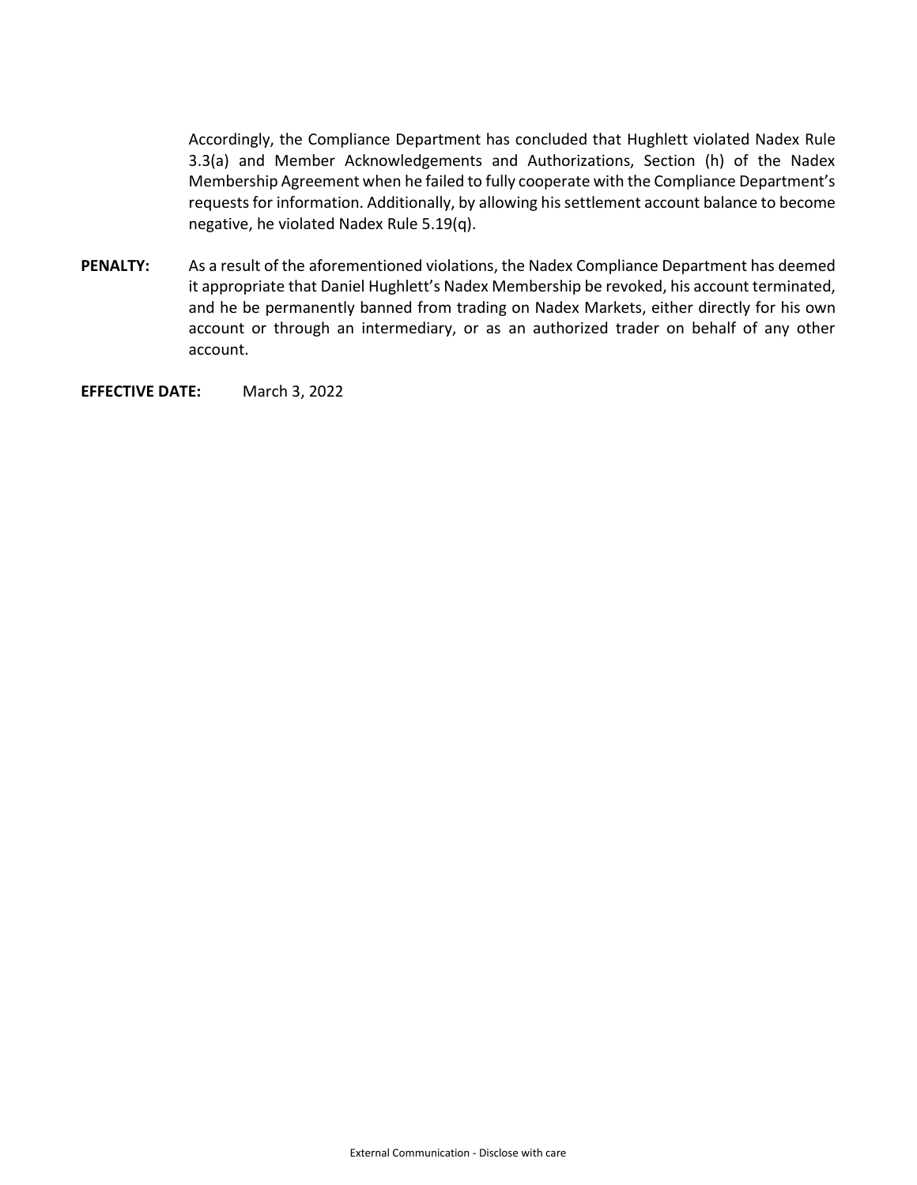Accordingly, the Compliance Department has concluded that Hughlett violated Nadex Rule 3.3(a) and Member Acknowledgements and Authorizations, Section (h) of the Nadex Membership Agreement when he failed to fully cooperate with the Compliance Department's requests for information. Additionally, by allowing his settlement account balance to become negative, he violated Nadex Rule 5.19(q).

**PENALTY:** As a result of the aforementioned violations, the Nadex Compliance Department has deemed it appropriate that Daniel Hughlett's Nadex Membership be revoked, his account terminated, and he be permanently banned from trading on Nadex Markets, either directly for his own account or through an intermediary, or as an authorized trader on behalf of any other account.

**EFFECTIVE DATE:** March 3, 2022

External Communication - Disclose with care